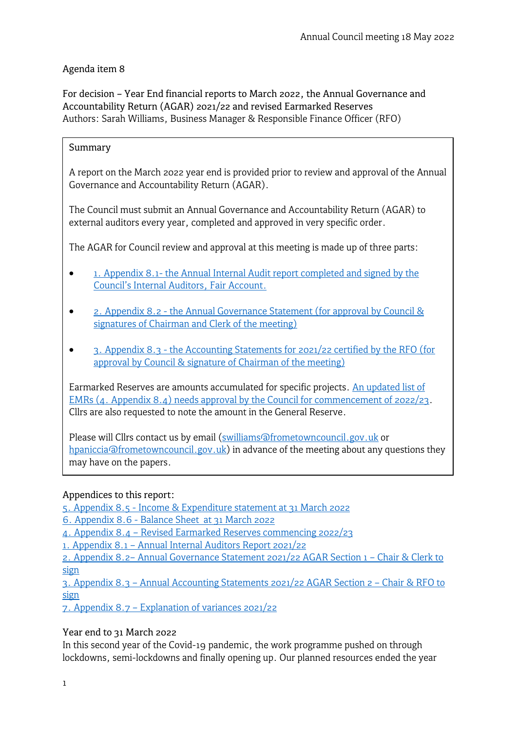Annual Council meeting 18 May 2022

Agenda item 8

For decision – Year End financial reports to March 2022, the Annual Governance and Accountability Return (AGAR) 2021/22 and revised Earmarked Reserves
Authors: Sarah Williams, Business Manager & Responsible Finance Officer (RFO)

> **Summary**
>
> A report on the March 2022 year end is provided prior to review and approval of the Annual Governance and Accountability Return (AGAR).
>
> The Council must submit an Annual Governance and Accountability Return (AGAR) to external auditors every year, completed and approved in very specific order.
>
> The AGAR for Council review and approval at this meeting is made up of three parts:
>
> - 1. Appendix 8.1- the Annual Internal Audit report completed and signed by the Council's Internal Auditors, Fair Account.
> - 2. Appendix 8.2 - the Annual Governance Statement (for approval by Council & signatures of Chairman and Clerk of the meeting)
> - 3. Appendix 8.3 - the Accounting Statements for 2021/22 certified by the RFO (for approval by Council & signature of Chairman of the meeting)
>
> Earmarked Reserves are amounts accumulated for specific projects. An updated list of EMRs (4. Appendix 8.4) needs approval by the Council for commencement of 2022/23. Cllrs are also requested to note the amount in the General Reserve.
>
> Please will Cllrs contact us by email (swilliams@frometowncouncil.gov.uk or hpaniccia@frometowncouncil.gov.uk) in advance of the meeting about any questions they may have on the papers.

Appendices to this report:
5. Appendix 8.5 - Income & Expenditure statement at 31 March 2022
6. Appendix 8.6 - Balance Sheet at 31 March 2022
4. Appendix 8.4 – Revised Earmarked Reserves commencing 2022/23
1. Appendix 8.1 – Annual Internal Auditors Report 2021/22
2. Appendix 8.2– Annual Governance Statement 2021/22 AGAR Section 1 – Chair & Clerk to sign
3. Appendix 8.3 – Annual Accounting Statements 2021/22 AGAR Section 2 – Chair & RFO to sign
7. Appendix 8.7 – Explanation of variances 2021/22

Year end to 31 March 2022
In this second year of the Covid-19 pandemic, the work programme pushed on through lockdowns, semi-lockdowns and finally opening up. Our planned resources ended the year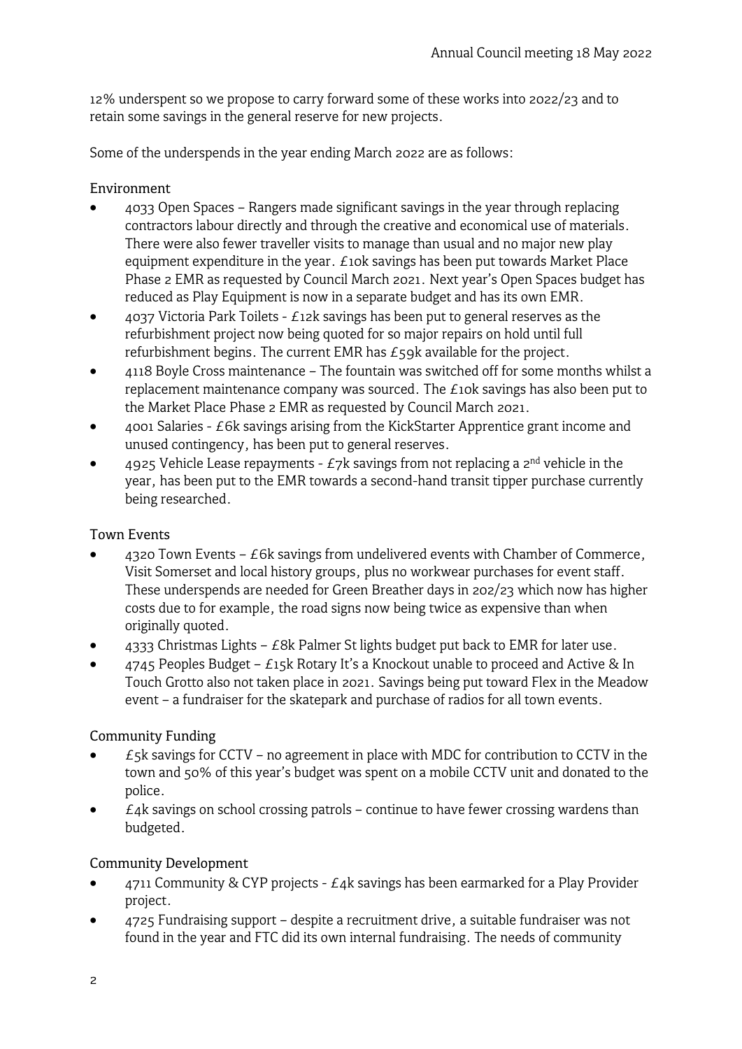12% underspent so we propose to carry forward some of these works into 2022/23 and to retain some savings in the general reserve for new projects.

Some of the underspends in the year ending March 2022 are as follows:

Environment

- 4033 Open Spaces – Rangers made significant savings in the year through replacing contractors labour directly and through the creative and economical use of materials. There were also fewer traveller visits to manage than usual and no major new play equipment expenditure in the year. £10k savings has been put towards Market Place Phase 2 EMR as requested by Council March 2021. Next year's Open Spaces budget has reduced as Play Equipment is now in a separate budget and has its own EMR.
- 4037 Victoria Park Toilets - £12k savings has been put to general reserves as the refurbishment project now being quoted for so major repairs on hold until full refurbishment begins. The current EMR has £59k available for the project.
- 4118 Boyle Cross maintenance – The fountain was switched off for some months whilst a replacement maintenance company was sourced. The £10k savings has also been put to the Market Place Phase 2 EMR as requested by Council March 2021.
- 4001 Salaries - £6k savings arising from the KickStarter Apprentice grant income and unused contingency, has been put to general reserves.
- 4925 Vehicle Lease repayments - £7k savings from not replacing a 2nd vehicle in the year, has been put to the EMR towards a second-hand transit tipper purchase currently being researched.

Town Events

- 4320 Town Events – £6k savings from undelivered events with Chamber of Commerce, Visit Somerset and local history groups, plus no workwear purchases for event staff. These underspends are needed for Green Breather days in 202/23 which now has higher costs due to for example, the road signs now being twice as expensive than when originally quoted.
- 4333 Christmas Lights – £8k Palmer St lights budget put back to EMR for later use.
- 4745 Peoples Budget – £15k Rotary It's a Knockout unable to proceed and Active & In Touch Grotto also not taken place in 2021. Savings being put toward Flex in the Meadow event – a fundraiser for the skatepark and purchase of radios for all town events.

Community Funding

- £5k savings for CCTV – no agreement in place with MDC for contribution to CCTV in the town and 50% of this year's budget was spent on a mobile CCTV unit and donated to the police.
- £4k savings on school crossing patrols – continue to have fewer crossing wardens than budgeted.

Community Development

- 4711 Community & CYP projects - £4k savings has been earmarked for a Play Provider project.
- 4725 Fundraising support – despite a recruitment drive, a suitable fundraiser was not found in the year and FTC did its own internal fundraising. The needs of community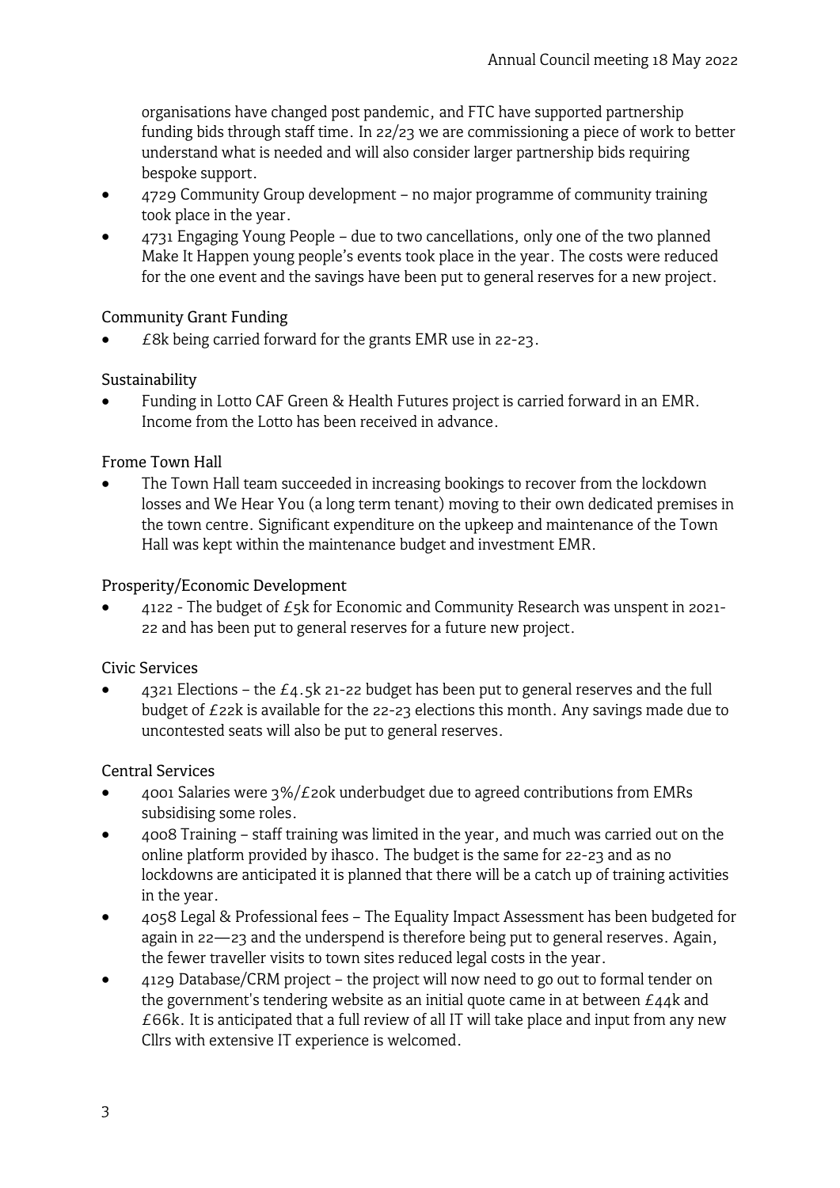organisations have changed post pandemic, and FTC have supported partnership funding bids through staff time. In 22/23 we are commissioning a piece of work to better understand what is needed and will also consider larger partnership bids requiring bespoke support.

- 4729 Community Group development – no major programme of community training took place in the year.
- 4731 Engaging Young People – due to two cancellations, only one of the two planned Make It Happen young people's events took place in the year. The costs were reduced for the one event and the savings have been put to general reserves for a new project.

### Community Grant Funding

- £8k being carried forward for the grants EMR use in 22-23.

### Sustainability

- Funding in Lotto CAF Green & Health Futures project is carried forward in an EMR. Income from the Lotto has been received in advance.

### Frome Town Hall

- The Town Hall team succeeded in increasing bookings to recover from the lockdown losses and We Hear You (a long term tenant) moving to their own dedicated premises in the town centre. Significant expenditure on the upkeep and maintenance of the Town Hall was kept within the maintenance budget and investment EMR.

### Prosperity/Economic Development

- 4122 - The budget of £5k for Economic and Community Research was unspent in 2021-22 and has been put to general reserves for a future new project.

### Civic Services

- 4321 Elections – the £4.5k 21-22 budget has been put to general reserves and the full budget of £22k is available for the 22-23 elections this month. Any savings made due to uncontested seats will also be put to general reserves.

### Central Services

- 4001 Salaries were 3%/£20k underbudget due to agreed contributions from EMRs subsidising some roles.
- 4008 Training – staff training was limited in the year, and much was carried out on the online platform provided by ihasco. The budget is the same for 22-23 and as no lockdowns are anticipated it is planned that there will be a catch up of training activities in the year.
- 4058 Legal & Professional fees – The Equality Impact Assessment has been budgeted for again in 22—23 and the underspend is therefore being put to general reserves. Again, the fewer traveller visits to town sites reduced legal costs in the year.
- 4129 Database/CRM project – the project will now need to go out to formal tender on the government's tendering website as an initial quote came in at between £44k and £66k. It is anticipated that a full review of all IT will take place and input from any new Cllrs with extensive IT experience is welcomed.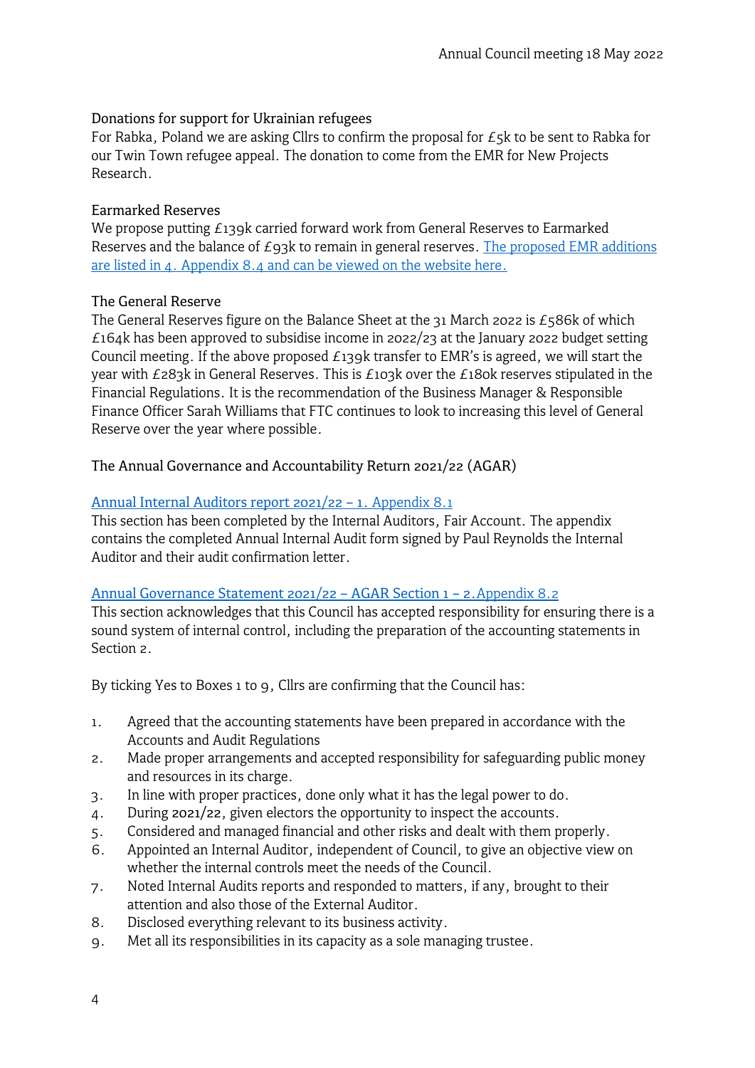### Donations for support for Ukrainian refugees

For Rabka, Poland we are asking Cllrs to confirm the proposal for £5k to be sent to Rabka for our Twin Town refugee appeal. The donation to come from the EMR for New Projects Research.

### Earmarked Reserves

We propose putting £139k carried forward work from General Reserves to Earmarked Reserves and the balance of £93k to remain in general reserves. The proposed EMR additions are listed in 4. Appendix 8.4 and can be viewed on the website here.

### The General Reserve

The General Reserves figure on the Balance Sheet at the 31 March 2022 is £586k of which £164k has been approved to subsidise income in 2022/23 at the January 2022 budget setting Council meeting. If the above proposed £139k transfer to EMR's is agreed, we will start the year with £283k in General Reserves. This is £103k over the £180k reserves stipulated in the Financial Regulations. It is the recommendation of the Business Manager & Responsible Finance Officer Sarah Williams that FTC continues to look to increasing this level of General Reserve over the year where possible.

### The Annual Governance and Accountability Return 2021/22 (AGAR)

Annual Internal Auditors report 2021/22 – 1. Appendix 8.1

This section has been completed by the Internal Auditors, Fair Account. The appendix contains the completed Annual Internal Audit form signed by Paul Reynolds the Internal Auditor and their audit confirmation letter.

Annual Governance Statement 2021/22 – AGAR Section 1 – 2. Appendix 8.2

This section acknowledges that this Council has accepted responsibility for ensuring there is a sound system of internal control, including the preparation of the accounting statements in Section 2.

By ticking Yes to Boxes 1 to 9, Cllrs are confirming that the Council has:

1. Agreed that the accounting statements have been prepared in accordance with the Accounts and Audit Regulations
2. Made proper arrangements and accepted responsibility for safeguarding public money and resources in its charge.
3. In line with proper practices, done only what it has the legal power to do.
4. During 2021/22, given electors the opportunity to inspect the accounts.
5. Considered and managed financial and other risks and dealt with them properly.
6. Appointed an Internal Auditor, independent of Council, to give an objective view on whether the internal controls meet the needs of the Council.
7. Noted Internal Audits reports and responded to matters, if any, brought to their attention and also those of the External Auditor.
8. Disclosed everything relevant to its business activity.
9. Met all its responsibilities in its capacity as a sole managing trustee.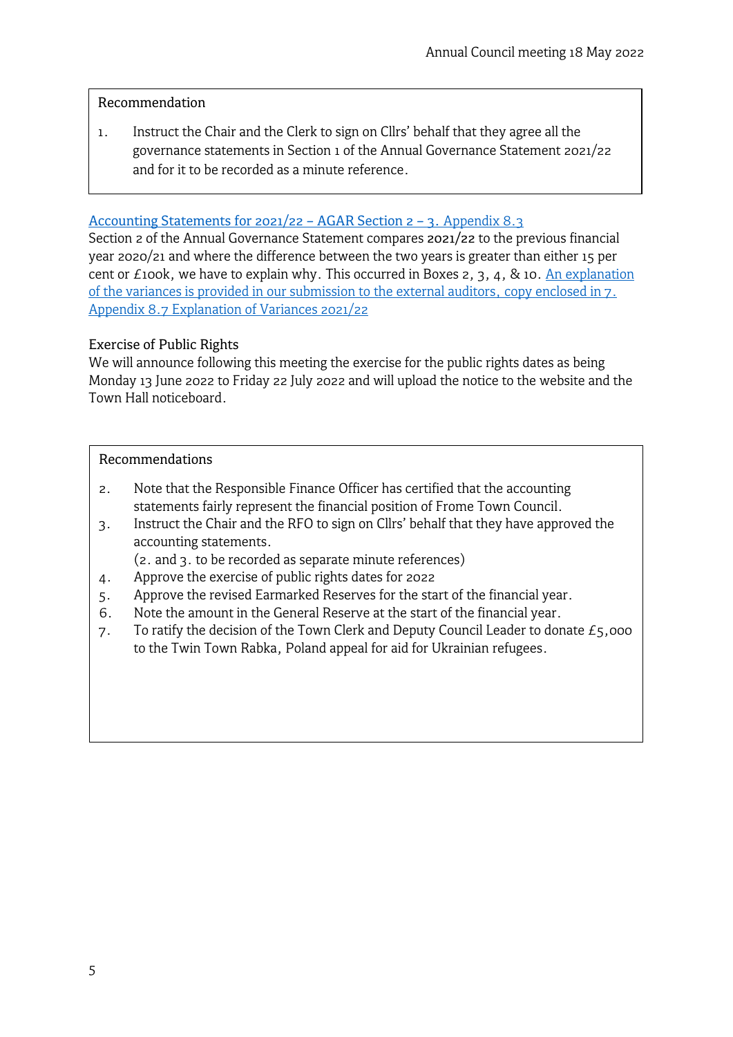Recommendation

1. Instruct the Chair and the Clerk to sign on Cllrs' behalf that they agree all the governance statements in Section 1 of the Annual Governance Statement 2021/22 and for it to be recorded as a minute reference.

Accounting Statements for 2021/22 – AGAR Section 2 – 3. Appendix 8.3

Section 2 of the Annual Governance Statement compares **2021/22** to the previous financial year 2020/21 and where the difference between the two years is greater than either 15 per cent or £100k, we have to explain why. This occurred in Boxes 2, 3, 4, & 10. An explanation of the variances is provided in our submission to the external auditors, copy enclosed in 7. Appendix 8.7 Explanation of Variances 2021/22

Exercise of Public Rights

We will announce following this meeting the exercise for the public rights dates as being Monday 13 June 2022 to Friday 22 July 2022 and will upload the notice to the website and the Town Hall noticeboard.

Recommendations

2. Note that the Responsible Finance Officer has certified that the accounting statements fairly represent the financial position of Frome Town Council.
3. Instruct the Chair and the RFO to sign on Cllrs' behalf that they have approved the accounting statements.
   (2. and 3. to be recorded as separate minute references)
4. Approve the exercise of public rights dates for 2022
5. Approve the revised Earmarked Reserves for the start of the financial year.
6. Note the amount in the General Reserve at the start of the financial year.
7. To ratify the decision of the Town Clerk and Deputy Council Leader to donate £5,000 to the Twin Town Rabka, Poland appeal for aid for Ukrainian refugees.